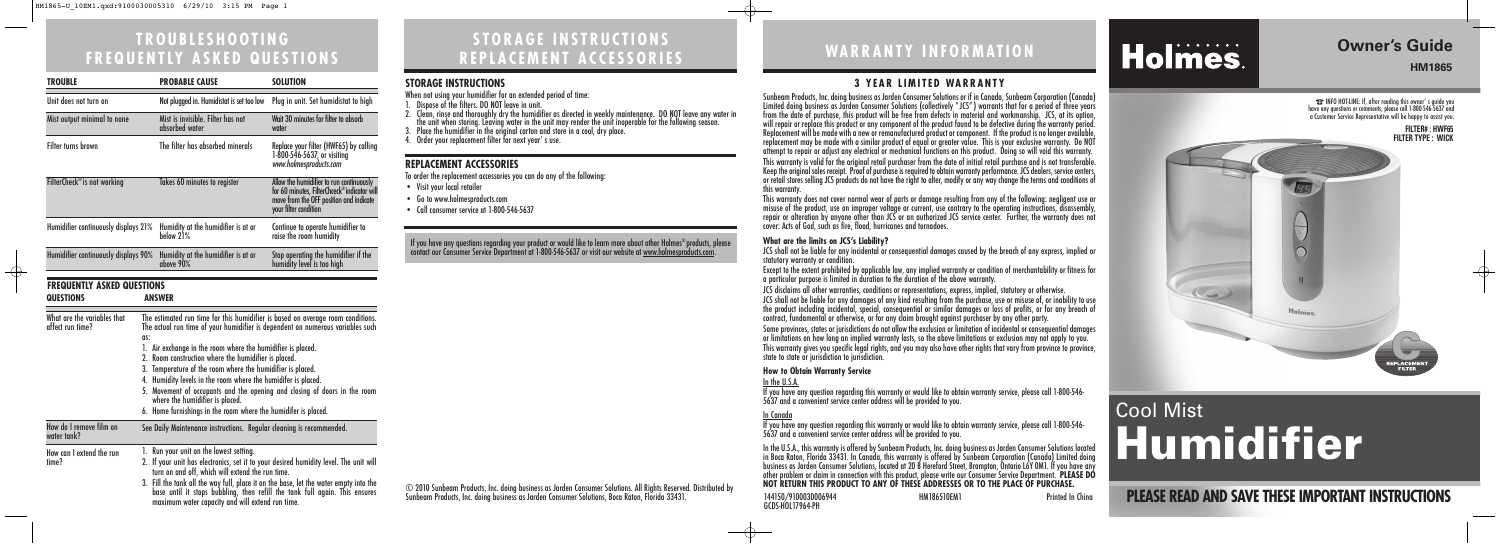# TROUBLESHOOTING FREQUENTLY ASKED QUESTIONS

| TROUBLE | PROBABLE CAUSE | SOLUTION |
|---|---|---|
| Unit does not turn on | Not plugged in. Humidistat is set too low | Plug in unit. Set humidistat to high |
| Mist output minimal to none | Mist is invisible. Filter has not absorbed water | Wait 30 minutes for filter to absorb water |
| Filter turns brown | The filter has absorbed minerals | Replace your filter (HWF65) by calling 1-800-546-5637, or visiting www.holmesproducts.com |
| FilterCheck™ is not working | Takes 60 minutes to register | Allow the humidifier to run continuously for 60 minutes, FilterCheck™ indicator will move from the OFF position and indicate your filter condition |
| Humidifier continuously displays 21% | Humidity at the humidifier is at or below 21% | Continue to operate humidifier to raise the room humidity |
| Humidifier continuously displays 90% | Humidity at the humidifier is at or above 90% | Stop operating the humidifier if the humidity level is too high |

## FREQUENTLY ASKED QUESTIONS

| QUESTIONS | ANSWER |
|---|---|
| What are the variables that affect run time? | The estimated run time for this humidifier is based on average room conditions. The actual run time of your humidifier is dependent on numerous variables such as: 1. Air exchange in the room where the humidifier is placed. 2. Room construction where the humidifier is placed. 3. Temperature of the room where the humidifier is placed. 4. Humidity levels in the room where the humidifier is placed. 5. Movement of occupants and the opening and closing of doors in the room where the humidifier is placed. 6. Home furnishings in the room where the humidifier is placed. |
| How do I remove film on water tank? | See Daily Maintenance instructions. Regular cleaning is recommended. |
| How can I extend the run time? | 1. Run your unit on the lowest setting. 2. If your unit has electronics, set it to your desired humidity level. The unit will turn on and off, which will extend the run time. 3. Fill the tank all the way full, place it on the base, let the water empty into the base until it stops bubbling, then refill the tank full again. This ensures maximum water capacity and will extend run time. |

# STORAGE INSTRUCTIONS REPLACEMENT ACCESSORIES

## STORAGE INSTRUCTIONS

When not using your humidifier for an extended period of time:

1. Dispose of the filters. DO NOT leave in unit.
2. Clean, rinse and thoroughly dry the humidifier as directed in weekly maintenance. DO NOT leave water in the unit when storing. Leaving water in the unit may render the unit inoperable for the following season.
3. Place the humidifier in the original carton and store in a cool, dry place.
4. Order your replacement filter for next year's use.

## REPLACEMENT ACCESSORIES

To order the replacement accessories you can do any of the following:

- Visit your local retailer
- Go to www.holmesproducts.com
- Call consumer service at 1-800-546-5637

If you have any questions regarding your product or would like to learn more about other Holmes® products, please contact our Consumer Service Department at 1-800-546-5637 or visit our website at www.holmesproducts.com.

© 2010 Sunbeam Products, Inc. doing business as Jarden Consumer Solutions. All Rights Reserved. Distributed by Sunbeam Products, Inc. doing business as Jarden Consumer Solutions, Boca Raton, Florida 33431.

# WARRANTY INFORMATION

## 3 YEAR LIMITED WARRANTY

Sunbeam Products, Inc. doing business as Jarden Consumer Solutions or if in Canada, Sunbeam Corporation (Canada) Limited doing business as Jarden Consumer Solutions (collectively "JCS") warrants that for a period of three years from the date of purchase, this product will be free from defects in material and workmanship. JCS, at its option, will repair or replace this product or any component of the product found to be defective during the warranty period. Replacement will be made with a new or remanufactured product or component. If the product is no longer available, replacement may be made with a similar product of equal or greater value. This is your exclusive warranty. Do NOT attempt to repair or adjust any electrical or mechanical functions on this product. Doing so will void this warranty.

This warranty is valid for the original retail purchaser from the date of initial retail purchase and is not transferable. Keep the original sales receipt. Proof of purchase is required to obtain warranty performance. JCS dealers, service centers, or retail stores selling JCS products do not have the right to alter, modify or any way change the terms and conditions of this warranty.

This warranty does not cover normal wear of parts or damage resulting from any of the following: negligent use or misuse of the product, use on improper voltage or current, use contrary to the operating instructions, disassembly, repair or alteration by anyone other than JCS or an authorized JCS service center. Further, the warranty does not cover: Acts of God, such as fire, flood, hurricanes and tornadoes.

**What are the limits on JCS's Liability?**

JCS shall not be liable for any incidental or consequential damages caused by the breach of any express, implied or statutory warranty or condition.

Except to the extent prohibited by applicable law, any implied warranty or condition of merchantability or fitness for a particular purpose is limited in duration to the duration of the above warranty.

JCS disclaims all other warranties, conditions or representations, express, implied, statutory or otherwise.

JCS shall not be liable for any damages of any kind resulting from the purchase, use or misuse of, or inability to use the product including incidental, special, consequential or similar damages or loss of profits, or for any breach of contract, fundamental or otherwise, or for any claim brought against purchaser by any other party.

Some provinces, states or jurisdictions do not allow the exclusion or limitation of incidental or consequential damages or limitations on how long an implied warranty lasts, so the above limitations or exclusion may not apply to you.

This warranty gives you specific legal rights, and you may also have other rights that vary from province to province, state to state or jurisdiction to jurisdiction.

**How to Obtain Warranty Service**

In the U.S.A.

If you have any question regarding this warranty or would like to obtain warranty service, please call 1-800-546-5637 and a convenient service center address will be provided to you.

In Canada

If you have any question regarding this warranty or would like to obtain warranty service, please call 1-800-546-5637 and a convenient service center address will be provided to you.

In the U.S.A., this warranty is offered by Sunbeam Products, Inc. doing business as Jarden Consumer Solutions located in Boca Raton, Florida 33431. In Canada, this warranty is offered by Sunbeam Corporation (Canada) Limited doing business as Jarden Consumer Solutions, located at 20 B Hereford Street, Brampton, Ontario L6Y 0M1. If you have any other problem or claim in connection with this product, please write our Consumer Service Department. **PLEASE DO NOT RETURN THIS PRODUCT TO ANY OF THESE ADDRESSES OR TO THE PLACE OF PURCHASE.**

144150/9100030006944 HM1865I0EM1 Printed In China
GCDS-HOL17964-PH

# Holmes.

## Owner's Guide

HM1865

☎ INFO HOT-LINE: If, after reading this owner's guide you have any questions or comments, please call 1-800-546-5637 and a Customer Service Representative will be happy to assist you.

FILTER# : HWF65
FILTER TYPE : WICK

REPLACEMENT FILTER

# Cool Mist Humidifier

**PLEASE READ AND SAVE THESE IMPORTANT INSTRUCTIONS**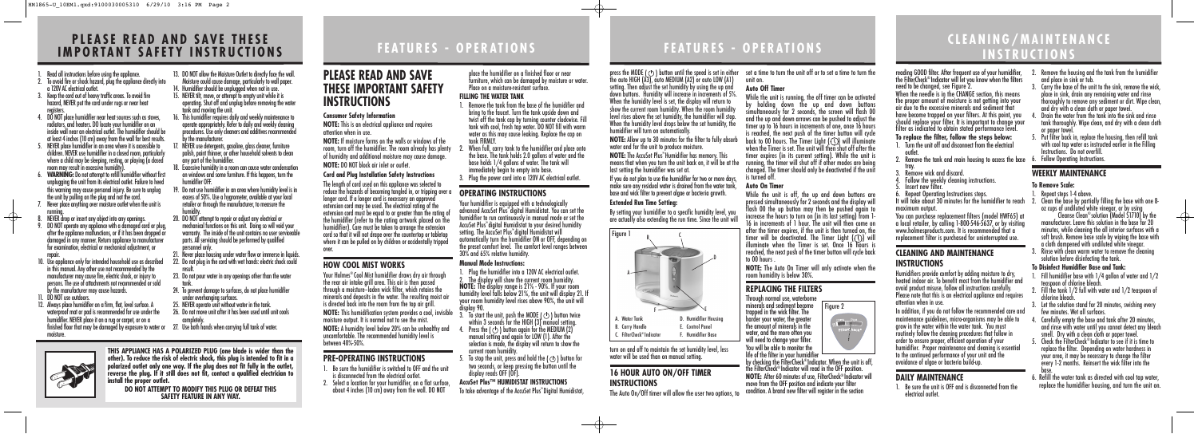# PLEASE READ AND SAVE THESE IMPORTANT SAFETY INSTRUCTIONS

1. Read all instructions before using the appliance.
2. To avoid fire or shock hazard, plug the appliance directly into a 120V AC electrical outlet.
3. Keep the cord out of heavy traffic areas. To avoid fire hazard, NEVER put the cord under rugs or near heat registers.
4. DO NOT place humidifier near heat sources such as stoves, radiators, and heaters. DO locate your humidifier on an inside wall near an electrical outlet. The humidifier should be at least 4 inches (10 cm) away from the wall for best results.
5. NEVER place humidifier in an area where it is accessible to children. NEVER use humidifier in a closed room, particularly where a child may be sleeping, resting, or playing (a closed room may result in excessive humidity).
6. **WARNING:** Do not attempt to refill humidifier without first unplugging the unit from its electrical outlet. Failure to heed this warning may cause personal injury. Be sure to unplug the unit by pulling on the plug and not the cord.
7. Never place anything over moisture outlet when the unit is running.
8. NEVER drop or insert any object into any openings.
9. DO NOT operate any appliance with a damaged cord or plug, after the appliance malfunctions, or if it has been dropped or damaged in any manner. Return appliance to manufacturer for examination, electrical or mechanical adjustment, or repair.
10. Use appliance only for intended household use as described in this manual. Any other use not recommended by the manufacturer may cause fire, electric shock, or injury to persons. The use of attachments not recommended or sold by the manufacturer may cause hazards.
11. DO NOT use outdoors.
12. Always place humidifier on a firm, flat, level surface. A waterproof mat or pad is recommended for use under the humidifier. NEVER place it on a rug or carpet, or on a finished floor that may be damaged by exposure to water or moisture.
13. DO NOT allow the Moisture Outlet to directly face the wall. Moisture could cause damage, particularly to wall paper.
14. Humidifier should be unplugged when not in use.
15. NEVER tilt, move, or attempt to empty unit while it is operating. Shut off and unplug before removing the water tank and moving the unit.
16. This humidifier requires daily and weekly maintenance to operate appropriately. Refer to daily and weekly cleaning procedures. Use only cleaners and additives recommended by the manufacturer.
17. NEVER use detergents, gasoline, glass cleaner, furniture polish, paint thinner, or other household solvents to clean any part of the humidifier.
18. Excessive humidity in a room can cause water condensation on windows and some furniture. If this happens, turn the humidifier OFF.
19. Do not use humidifier in an area where humidity level is in excess of 50%. Use a hygrometer, available at your local retailer or through the manufacturer, to measure the humidity.
20. DO NOT attempt to repair or adjust any electrical or mechanical functions on this unit. Doing so will void your warranty. The inside of the unit contains no user serviceable parts. All servicing should be performed by qualified personnel only.
21. Never place housing under water flow or immerse in liquids.
22. Do not plug in the cord with wet hands: electric shock could result.
23. Do not pour water in any openings other than the water tank.
24. To prevent damage to surfaces, do not place humidifier under overhanging surfaces.
25. NEVER operate unit without water in the tank.
26. Do not move unit after it has been used until unit cools completely.
27. Use both hands when carrying full tank of water.

**THIS APPLIANCE HAS A POLARIZED PLUG (one blade is wider than the other). To reduce the risk of electric shock, this plug is intended to fit in a polarized outlet only one way. If the plug does not fit fully in the outlet, reverse the plug. If it still does not fit, contact a qualified electrician to install the proper outlet.**

**DO NOT ATTEMPT TO MODIFY THIS PLUG OR DEFEAT THIS SAFETY FEATURE IN ANY WAY.**

# FEATURES - OPERATIONS

## PLEASE READ AND SAVE THESE IMPORTANT SAFETY INSTRUCTIONS

### Consumer Safety Information

**NOTE:** This is an electrical appliance and requires attention when in use.

**NOTE:** If moisture forms on the walls or windows of the room, turn off the humidifier. The room already has plenty of humidity and additional moisture may cause damage.
**NOTE:** DO NOT block air inlet or outlet.

### Cord and Plug Installation Safety Instructions

The length of cord used on this appliance was selected to reduce the hazards of becoming tangled in, or tripping over a longer cord. If a longer cord is necessary an approved extension cord may be used. The electrical rating of the extension cord must be equal to or greater than the rating of the humidifier (refer to the rating artwork placed on the humidifier). Care must be taken to arrange the extension cord so that it will not drape over the countertop or tabletop where it can be pulled on by children or accidentally tripped over.

## HOW COOL MIST WORKS

Your Holmes® Cool Mist humidifier draws dry air through the rear air intake grill area. This air is then passed through a moisture-laden wick filter, which retains the minerals and deposits in the water. The resulting moist air is directed back into the room from the top air grill.

**NOTE:** This humidification system provides a cool, invisible moisture output. It is normal not to see the mist.

**NOTE:** A humidity level below 20% can be unhealthy and uncomfortable. The recommended humidity level is between 40%-50%.

## PRE-OPERATING INSTRUCTIONS

1. Be sure the humidifier is switched to OFF and the unit is disconnected from the electrical outlet.
2. Select a location for your humidifier, on a flat surface, about 4 inches (10 cm) away from the wall. DO NOT place the humidifier on a finished floor or near furniture, which can be damaged by moisture or water. Place on a moisture-resistant surface.

### FILLING THE WATER TANK

1. Remove the tank from the base of the humidifier and bring to the faucet. Turn the tank upside down and twist off the tank cap by turning counter clockwise. Fill tank with cool, fresh tap water. DO NOT fill with warm water as this may cause leaking. Replace the cap on tank FIRMLY.
2. When full, carry tank to the humidifier and place onto the base. The tank holds 2.0 gallons of water and the base holds 1/4 gallons of water. The tank will immediately begin to empty into base.
3. Plug the power cord into a 120V AC electrical outlet.

## OPERATING INSTRUCTIONS

Your humidifier is equipped with a technologically advanced AccuSet Plus® digital Humidistat. You can set the humidifier to run continuously in manual mode or set the AccuSet Plus® digital Humidistat to your desired humidity setting. The AccuSet Plus® digital Humidistat will automatically turn the humidifier ON or OFF, depending on the preset comfort level. The comfort level ranges between 30% and 65% relative humidity.

### Manual Mode Instructions:

1. Plug the humidifier into a 120V AC electrical outlet.
2. The display will show the current room humidity. **NOTE:** The display range is 21% - 90%. If your room humidity level falls below 21%, the unit will display 21. If your room humidity level rises above 90%, the unit will display 90.
3. To start the unit, push the MODE (⏻) button twice within 3 seconds for the HIGH (S) manual setting.
4. Press the (⏻) button again for the MEDIUM (2) manual setting and again for LOW (1). After the selection is made, the display will return to show the current room humidity.
5. To stop the unit, press and hold the (⏻) button for two seconds, or keep pressing the button until the display reads OFF (OF).

### AccuSet Plus™ HUMIDISTAT INSTRUCTIONS

To take advantage of the AccuSet Plus® Digital Humidistat, press the MODE (⏻) button until the speed is set in either the auto HIGH (A3), auto MEDIUM (A2) or auto LOW (A1) setting. Then adjust the set humidity by using the up and down buttons. Humidity will increase in increments of 5%. When the humidity level is set, the display will return to show the current room humidity. When the room humidity level rises above the set humidity, the humidifier will stop. When the humidity level drops below the set humidity, the humidifier will turn on automatically.

**NOTE:** Allow up to 30 minutes for the filter to fully absorb water and for the unit to produce moisture.

**NOTE:** The AccuSet Plus® Humidifier has memory. This means that when you turn the unit back on, it will be at the last setting the humidifier was set at.

If you do not plan to use the humidifier for two or more days, make sure any residual water is drained from the water tank, base and wick filter to prevent algae or bacteria growth.

### Extended Run Time Setting:

By setting your humidifier to a specific humidity level, you are actually also extending the run time. Since the unit will turn on and off to maintain the set humidity level, less water will be used than on manual setting.

Figure 1

A. Water Tank
B. Carry Handle
C. FilterCheck® Indicator
D. Humidifier Housing
E. Control Panel
F. Humidifier Base

## 16 HOUR AUTO ON/OFF TIMER INSTRUCTIONS

The Auto On/Off timer will allow the user two options, to set a time to turn the unit off or to set a time to turn the unit on.

### Auto Off Timer

While the unit is running, the off timer can be activated by holding down the up and down buttons simultaneously for 2 seconds, the screen will flash 00 and the up and down arrows can be pushed to adjust the timer up to 16 hours in increments of one, once 16 hours is reached, the next push of the timer button will cycle back to 00 hours. The Timer Light (⏲) will illuminate when the Timer is set. The unit will then shut off after the timer expires (in its current setting). While the unit is running, the timer will shut off if other modes are being changed. The timer should only be deactivated if the unit is turned off.

### Auto On Timer

While the unit is off, the up and down buttons are pressed simultaneously for 2 seconds and the display will flash 00 the up button may then be pushed again to increase the hours to turn on (in its last setting) from 1-16 in increments of 1 hour. The unit will then come on after the timer expires, if the unit is then turned on, the timer will be deactivated. The Timer Light (⏲) will illuminate when the Timer is set. Once 16 hours is reached, the next push of the timer button will cycle back to 00 hours .

**NOTE:** The Auto On Timer will only activate when the room humidity is below 30%.

## REPLACING THE FILTERS

Through normal use, waterborne minerals and sediment become trapped in the wick filter. The harder your water, the greater the amount of minerals in the water, and the more often you will need to change your filter. You will be able to monitor the life of the filter in your humidifier by checking the FilterCheck® Indicator. When the unit is off, the FilterCheck® Indicator will read in the OFF position. **NOTE:** After 60 minutes of use, FilterCheck® Indicator will move from the OFF position and indicate your filter condition. A brand new filter will register in the section reading GOOD filter. After frequent use of your humidifier, the FilterCheck® Indicator will let you know when the filters need to be changed, see Figure 2.

Figure 2

When the needle is in the CHANGE section, this means the proper amount of moisture is not getting into your air due to the excessive minerals and sediment that have become trapped on your filters. At this point, you should replace your filter. It is important to change your filter as indicated to obtain stated performance level.

### To replace the filter, follow the steps below:

1. Turn the unit off and disconnect from the electrical outlet.
2. Remove the tank and main housing to access the base tray.
3. Remove wick and discard.
4. Follow the weekly cleaning instructions.
5. Insert new filter.
6. Repeat Operating Instructions steps.

It will take about 30 minutes for the humidifier to reach maximum output.

You can purchase replacement filters (model HWF65) at a local retailer, by calling 1-800-546-5637, or by visiting www.holmesproducts.com. It is recommended that a replacement filter is purchased for uninterrupted use.

# CLEANING/MAINTENANCE INSTRUCTIONS

## CLEANING AND MAINTENANCE INSTRUCTIONS

Humidifiers provide comfort by adding moisture to dry, heated indoor air. To benefit most from the humidifier and avoid product misuse, follow all instructions carefully. Please note that this is an electrical appliance and requires attention when in use.

In addition, if you do not follow the recommended care and maintenance guidelines, micro-organisms may be able to grow in the water within the water tank. You must routinely follow the cleaning procedures that follow in order to ensure proper, efficient operation of your humidifier. Proper maintenance and cleaning is essential to the continued performance of your unit and the avoidance of algae or bacteria build-up.

## DAILY MAINTENANCE

1. Be sure the unit is OFF and is disconnected from the electrical outlet.
2. Remove the housing and the tank from the humidifier and place in sink or tub.
3. Carry the base of the unit to the sink, remove the wick, place in sink, drain any remaining water and rinse thoroughly to remove any sediment or dirt. Wipe clean, and dry with a clean cloth or paper towel.
4. Drain the water from the tank into the sink and rinse tank thoroughly. Wipe clean, and dry with a clean cloth or paper towel.
5. Put filter back in, replace the housing, then refill tank with cool tap water as instructed earlier in the Filling Instructions. Do not overfill.
6. Follow Operating Instructions.

## WEEKLY MAINTENANCE

### To Remove Scale:

1. Repeat steps 1-4 above.
2. Clean the base by partially filling the base with one 8-oz cups of undiluted white vinegar, or by using Cleanse Clean® solution (Model S1710) by the manufacturer. Leave this solution in the base for 20 minutes, while cleaning the all interior surfaces with a soft brush. Remove base scale by wiping the base with a cloth dampened with undiluted white vinegar.
3. Rinse with clean warm water to remove the cleaning solution before disinfecting the tank.

### To Disinfect Humidifier Base and Tank:

1. Fill humidifier base with 1/4 gallon of water and 1/2 teaspoon of chlorine bleach.
2. Fill the tank 1/2 full with water and 1/2 teaspoon of chlorine bleach.
3. Let the solution stand for 20 minutes, swishing every few minutes. Wet all surfaces.
4. Carefully empty the base and tank after 20 minutes, and rinse with water until you cannot detect any bleach smell. Dry with a clean cloth or paper towel.
5. Check the FilterCheck® Indicator to see if it is time to replace the filter. Depending on water hardness in your area, it may be necessary to change the filter every 1-2 months. Reinsert the wick filter into the base.
6. Refill the water tank as directed with cool tap water, replace the humidifier housing, and turn the unit on.